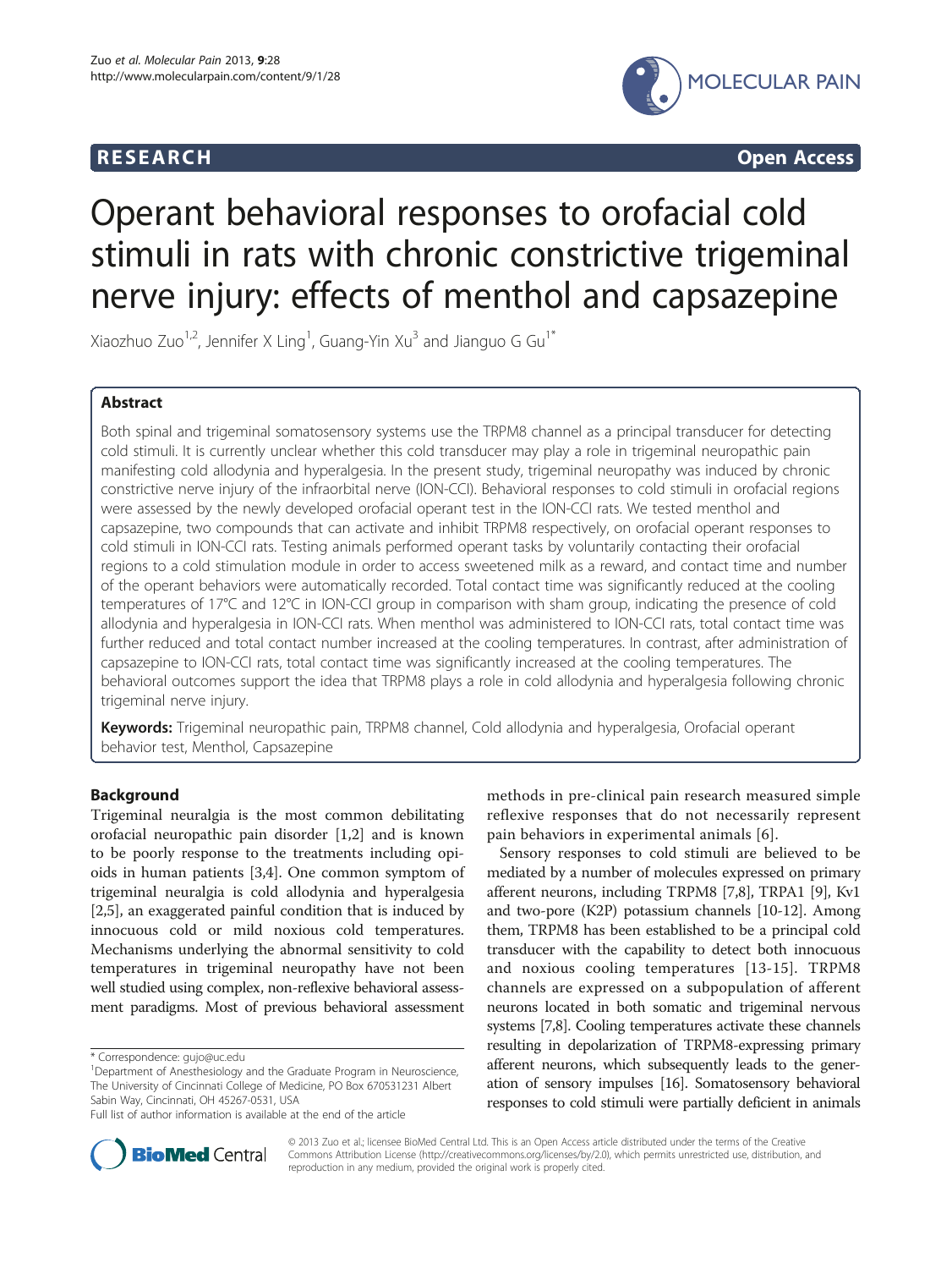**RESEARCH** **Open Access**

# Operant behavioral responses to orofacial cold stimuli in rats with chronic constrictive trigeminal nerve injury: effects of menthol and capsazepine

Xiaozhuo Zuo[1,2], Jennifer X Ling[1], Guang-Yin Xu[3] and Jianguo G Gu[1*]

## Abstract

Both spinal and trigeminal somatosensory systems use the TRPM8 channel as a principal transducer for detecting cold stimuli. It is currently unclear whether this cold transducer may play a role in trigeminal neuropathic pain manifesting cold allodynia and hyperalgesia. In the present study, trigeminal neuropathy was induced by chronic constrictive nerve injury of the infraorbital nerve (ION-CCI). Behavioral responses to cold stimuli in orofacial regions were assessed by the newly developed orofacial operant test in the ION-CCI rats. We tested menthol and capsazepine, two compounds that can activate and inhibit TRPM8 respectively, on orofacial operant responses to cold stimuli in ION-CCI rats. Testing animals performed operant tasks by voluntarily contacting their orofacial regions to a cold stimulation module in order to access sweetened milk as a reward, and contact time and number of the operant behaviors were automatically recorded. Total contact time was significantly reduced at the cooling temperatures of 17°C and 12°C in ION-CCI group in comparison with sham group, indicating the presence of cold allodynia and hyperalgesia in ION-CCI rats. When menthol was administered to ION-CCI rats, total contact time was further reduced and total contact number increased at the cooling temperatures. In contrast, after administration of capsazepine to ION-CCI rats, total contact time was significantly increased at the cooling temperatures. The behavioral outcomes support the idea that TRPM8 plays a role in cold allodynia and hyperalgesia following chronic trigeminal nerve injury.

**Keywords:** Trigeminal neuropathic pain, TRPM8 channel, Cold allodynia and hyperalgesia, Orofacial operant behavior test, Menthol, Capsazepine

## Background

Trigeminal neuralgia is the most common debilitating orofacial neuropathic pain disorder [1,2] and is known to be poorly response to the treatments including opioids in human patients [3,4]. One common symptom of trigeminal neuralgia is cold allodynia and hyperalgesia [2,5], an exaggerated painful condition that is induced by innocuous cold or mild noxious cold temperatures. Mechanisms underlying the abnormal sensitivity to cold temperatures in trigeminal neuropathy have not been well studied using complex, non-reflexive behavioral assessment paradigms. Most of previous behavioral assessment methods in pre-clinical pain research measured simple reflexive responses that do not necessarily represent pain behaviors in experimental animals [6].

Sensory responses to cold stimuli are believed to be mediated by a number of molecules expressed on primary afferent neurons, including TRPM8 [7,8], TRPA1 [9], Kv1 and two-pore (K2P) potassium channels [10-12]. Among them, TRPM8 has been established to be a principal cold transducer with the capability to detect both innocuous and noxious cooling temperatures [13-15]. TRPM8 channels are expressed on a subpopulation of afferent neurons located in both somatic and trigeminal nervous systems [7,8]. Cooling temperatures activate these channels resulting in depolarization of TRPM8-expressing primary afferent neurons, which subsequently leads to the generation of sensory impulses [16]. Somatosensory behavioral responses to cold stimuli were partially deficient in animals

\* Correspondence: gujo@uc.edu

[1]Department of Anesthesiology and the Graduate Program in Neuroscience, The University of Cincinnati College of Medicine, PO Box 670531231 Albert Sabin Way, Cincinnati, OH 45267-0531, USA

Full list of author information is available at the end of the article

© 2013 Zuo et al.; licensee BioMed Central Ltd. This is an Open Access article distributed under the terms of the Creative Commons Attribution License (http://creativecommons.org/licenses/by/2.0), which permits unrestricted use, distribution, and reproduction in any medium, provided the original work is properly cited.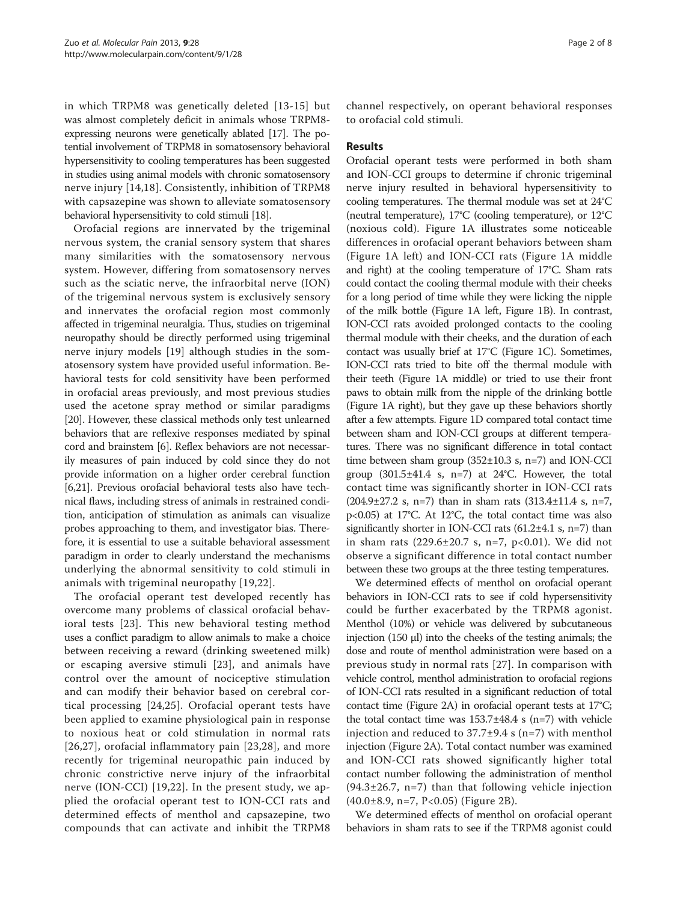in which TRPM8 was genetically deleted [13-15] but was almost completely deficit in animals whose TRPM8-expressing neurons were genetically ablated [17]. The potential involvement of TRPM8 in somatosensory behavioral hypersensitivity to cooling temperatures has been suggested in studies using animal models with chronic somatosensory nerve injury [14,18]. Consistently, inhibition of TRPM8 with capsazepine was shown to alleviate somatosensory behavioral hypersensitivity to cold stimuli [18].

Orofacial regions are innervated by the trigeminal nervous system, the cranial sensory system that shares many similarities with the somatosensory nervous system. However, differing from somatosensory nerves such as the sciatic nerve, the infraorbital nerve (ION) of the trigeminal nervous system is exclusively sensory and innervates the orofacial region most commonly affected in trigeminal neuralgia. Thus, studies on trigeminal neuropathy should be directly performed using trigeminal nerve injury models [19] although studies in the somatosensory system have provided useful information. Behavioral tests for cold sensitivity have been performed in orofacial areas previously, and most previous studies used the acetone spray method or similar paradigms [20]. However, these classical methods only test unlearned behaviors that are reflexive responses mediated by spinal cord and brainstem [6]. Reflex behaviors are not necessarily measures of pain induced by cold since they do not provide information on a higher order cerebral function [6,21]. Previous orofacial behavioral tests also have technical flaws, including stress of animals in restrained condition, anticipation of stimulation as animals can visualize probes approaching to them, and investigator bias. Therefore, it is essential to use a suitable behavioral assessment paradigm in order to clearly understand the mechanisms underlying the abnormal sensitivity to cold stimuli in animals with trigeminal neuropathy [19,22].

The orofacial operant test developed recently has overcome many problems of classical orofacial behavioral tests [23]. This new behavioral testing method uses a conflict paradigm to allow animals to make a choice between receiving a reward (drinking sweetened milk) or escaping aversive stimuli [23], and animals have control over the amount of nociceptive stimulation and can modify their behavior based on cerebral cortical processing [24,25]. Orofacial operant tests have been applied to examine physiological pain in response to noxious heat or cold stimulation in normal rats [26,27], orofacial inflammatory pain [23,28], and more recently for trigeminal neuropathic pain induced by chronic constrictive nerve injury of the infraorbital nerve (ION-CCI) [19,22]. In the present study, we applied the orofacial operant test to ION-CCI rats and determined effects of menthol and capsazepine, two compounds that can activate and inhibit the TRPM8 channel respectively, on operant behavioral responses to orofacial cold stimuli.

## Results

Orofacial operant tests were performed in both sham and ION-CCI groups to determine if chronic trigeminal nerve injury resulted in behavioral hypersensitivity to cooling temperatures. The thermal module was set at 24°C (neutral temperature), 17°C (cooling temperature), or 12°C (noxious cold). Figure 1A illustrates some noticeable differences in orofacial operant behaviors between sham (Figure 1A left) and ION-CCI rats (Figure 1A middle and right) at the cooling temperature of 17°C. Sham rats could contact the cooling thermal module with their cheeks for a long period of time while they were licking the nipple of the milk bottle (Figure 1A left, Figure 1B). In contrast, ION-CCI rats avoided prolonged contacts to the cooling thermal module with their cheeks, and the duration of each contact was usually brief at 17°C (Figure 1C). Sometimes, ION-CCI rats tried to bite off the thermal module with their teeth (Figure 1A middle) or tried to use their front paws to obtain milk from the nipple of the drinking bottle (Figure 1A right), but they gave up these behaviors shortly after a few attempts. Figure 1D compared total contact time between sham and ION-CCI groups at different temperatures. There was no significant difference in total contact time between sham group (352±10.3 s, n=7) and ION-CCI group (301.5±41.4 s, n=7) at 24°C. However, the total contact time was significantly shorter in ION-CCI rats (204.9±27.2 s, n=7) than in sham rats (313.4±11.4 s, n=7, $p<0.05$) at 17°C. At 12°C, the total contact time was also significantly shorter in ION-CCI rats (61.2±4.1 s, n=7) than in sham rats (229.6±20.7 s, n=7, $p<0.01$). We did not observe a significant difference in total contact number between these two groups at the three testing temperatures.

We determined effects of menthol on orofacial operant behaviors in ION-CCI rats to see if cold hypersensitivity could be further exacerbated by the TRPM8 agonist. Menthol (10%) or vehicle was delivered by subcutaneous injection (150 μl) into the cheeks of the testing animals; the dose and route of menthol administration were based on a previous study in normal rats [27]. In comparison with vehicle control, menthol administration to orofacial regions of ION-CCI rats resulted in a significant reduction of total contact time (Figure 2A) in orofacial operant tests at 17°C; the total contact time was 153.7±48.4 s (n=7) with vehicle injection and reduced to 37.7±9.4 s (n=7) with menthol injection (Figure 2A). Total contact number was examined and ION-CCI rats showed significantly higher total contact number following the administration of menthol (94.3±26.7, n=7) than that following vehicle injection (40.0±8.9, n=7, $P<0.05$) (Figure 2B).

We determined effects of menthol on orofacial operant behaviors in sham rats to see if the TRPM8 agonist could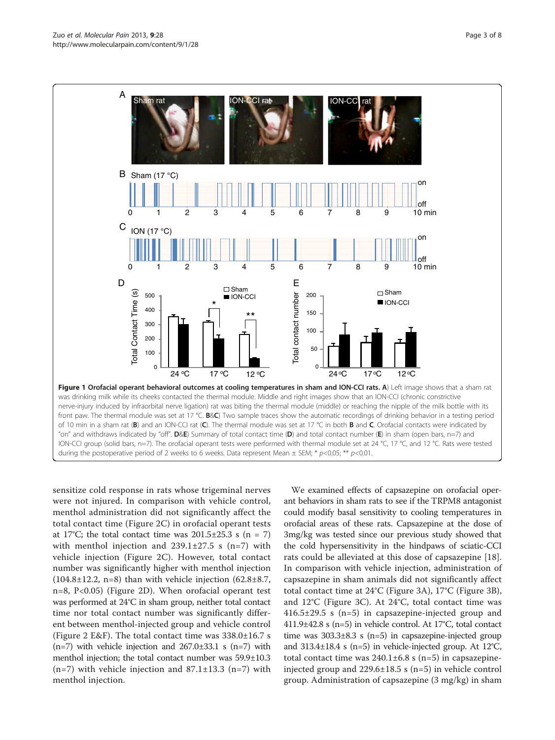A

Sham rat

ION-CCI rat

ION-CCI rat

B Sham (17 °C)

on

off

0 1 2 3 4 5 6 7 8 9 10 min

C ION (17 °C)

on

off

0 1 2 3 4 5 6 7 8 9 10 min

D

Total Contact Time (s)

500 400 300 200 100 0

Sham

ION-CCI

\*

\*\*

24 °C 17 °C 12 °C

E

Total contact number

200 150 100 50 0

Sham

ION-CCI

24 °C 17 °C 12 °C

**Figure 1 Orofacial operant behavioral outcomes at cooling temperatures in sham and ION-CCI rats. A**) Left image shows that a sham rat was drinking milk while its cheeks contacted the thermal module. Middle and right images show that an ION-CCI (chronic constrictive nerve-injury induced by infraorbital nerve ligation) rat was biting the thermal module (middle) or reaching the nipple of the milk bottle with its front paw. The thermal module was set at 17 °C. **B**&**C**) Two sample traces show the automatic recordings of drinking behavior in a testing period of 10 min in a sham rat (**B**) and an ION-CCI rat (**C**). The thermal module was set at 17 °C in both **B** and **C**. Orofacial contacts were indicated by "on" and withdraws indicated by "off". **D**&**E**) Summary of total contact time (**D**) and total contact number (**E**) in sham (open bars, n=7) and ION-CCI group (solid bars, n=7). The orofacial operant tests were performed with thermal module set at 24 °C, 17 °C, and 12 °C. Rats were tested during the postoperative period of 2 weeks to 6 weeks. Data represent Mean ± SEM; \* $p<0.05$; \*\* $p<0.01$.

sensitize cold response in rats whose trigeminal nerves were not injured. In comparison with vehicle control, menthol administration did not significantly affect the total contact time (Figure 2C) in orofacial operant tests at 17°C; the total contact time was 201.5±25.3 s (n = 7) with menthol injection and 239.1±27.5 s (n=7) with vehicle injection (Figure 2C). However, total contact number was significantly higher with menthol injection (104.8±12.2, n=8) than with vehicle injection (62.8±8.7, n=8, P<0.05) (Figure 2D). When orofacial operant test was performed at 24°C in sham group, neither total contact time nor total contact number was significantly different between menthol-injected group and vehicle control (Figure 2 E&F). The total contact time was 338.0±16.7 s (n=7) with vehicle injection and 267.0±33.1 s (n=7) with menthol injection; the total contact number was 59.9±10.3 (n=7) with vehicle injection and 87.1±13.3 (n=7) with menthol injection.

We examined effects of capsazepine on orofacial operant behaviors in sham rats to see if the TRPM8 antagonist could modify basal sensitivity to cooling temperatures in orofacial areas of these rats. Capsazepine at the dose of 3mg/kg was tested since our previous study showed that the cold hypersensitivity in the hindpaws of sciatic-CCI rats could be alleviated at this dose of capsazepine [18]. In comparison with vehicle injection, administration of capsazepine in sham animals did not significantly affect total contact time at 24°C (Figure 3A), 17°C (Figure 3B), and 12°C (Figure 3C). At 24°C, total contact time was 416.5±29.5 s (n=5) in capsazepine-injected group and 411.9±42.8 s (n=5) in vehicle control. At 17°C, total contact time was 303.3±8.3 s (n=5) in capsazepine-injected group and 313.4±18.4 s (n=5) in vehicle-injected group. At 12°C, total contact time was 240.1±6.8 s (n=5) in capsazepine-injected group and 229.6±18.5 s (n=5) in vehicle control group. Administration of capsazepine (3 mg/kg) in sham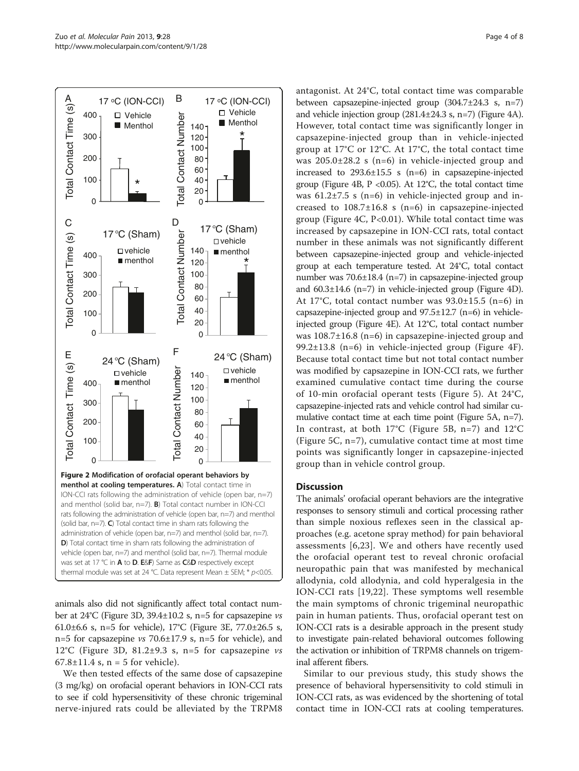A
17 °C (ION-CCI)
Total Contact Time (s)
400
300
200
100
0
Vehicle
Menthol
*

B
17 °C (ION-CCI)
Total Contact Number
140
120
100
80
60
40
20
0
Vehicle
Menthol
*

C
17 °C (Sham)
Total Contact Time (s)
400
300
200
100
0
vehicle
menthol

D
17 °C (Sham)
Total Contact Number
140
120
100
80
60
40
20
0
vehicle
menthol
*

E
24 °C (Sham)
Total Contact Time (s)
400
300
200
100
0
vehicle
menthol

F
24 °C (Sham)
Total Contact Number
140
120
100
80
60
40
20
0
vehicle
menthol

**Figure 2 Modification of orofacial operant behaviors by menthol at cooling temperatures. A**) Total contact time in ION-CCI rats following the administration of vehicle (open bar, n=7) and menthol (solid bar, n=7). **B**) Total contact number in ION-CCI rats following the administration of vehicle (open bar, n=7) and menthol (solid bar, n=7). **C**) Total contact time in sham rats following the administration of vehicle (open bar, n=7) and menthol (solid bar, n=7). **D**) Total contact time in sham rats following the administration of vehicle (open bar, n=7) and menthol (solid bar, n=7). Thermal module was set at 17 °C in **A** to **D**. **E**&**F**) Same as **C**&**D** respectively except thermal module was set at 24 °C. Data represent Mean ± SEM; * $p<0.05$.

animals also did not significantly affect total contact number at 24°C (Figure 3D, 39.4±10.2 s, n=5 for capsazepine *vs* 61.0±6.6 s, n=5 for vehicle), 17°C (Figure 3E, 77.0±26.5 s, n=5 for capsazepine *vs* 70.6±17.9 s, n=5 for vehicle), and 12°C (Figure 3D, 81.2±9.3 s, n=5 for capsazepine *vs* 67.8±11.4 s, n = 5 for vehicle).

We then tested effects of the same dose of capsazepine (3 mg/kg) on orofacial operant behaviors in ION-CCI rats to see if cold hypersensitivity of these chronic trigeminal nerve-injured rats could be alleviated by the TRPM8 antagonist. At 24°C, total contact time was comparable between capsazepine-injected group (304.7±24.3 s, n=7) and vehicle injection group (281.4±24.3 s, n=7) (Figure 4A). However, total contact time was significantly longer in capsazepine-injected group than in vehicle-injected group at 17°C or 12°C. At 17°C, the total contact time was 205.0±28.2 s (n=6) in vehicle-injected group and increased to 293.6±15.5 s (n=6) in capsazepine-injected group (Figure 4B, P <0.05). At 12°C, the total contact time was 61.2±7.5 s (n=6) in vehicle-injected group and increased to 108.7±16.8 s (n=6) in capsazepine-injected group (Figure 4C, P<0.01). While total contact time was increased by capsazepine in ION-CCI rats, total contact number in these animals was not significantly different between capsazepine-injected group and vehicle-injected group at each temperature tested. At 24°C, total contact number was 70.6±18.4 (n=7) in capsazepine-injected group and 60.3±14.6 (n=7) in vehicle-injected group (Figure 4D). At 17°C, total contact number was 93.0±15.5 (n=6) in capsazepine-injected group and 97.5±12.7 (n=6) in vehicle-injected group (Figure 4E). At 12°C, total contact number was 108.7±16.8 (n=6) in capsazepine-injected group and 99.2±13.8 (n=6) in vehicle-injected group (Figure 4F). Because total contact time but not total contact number was modified by capsazepine in ION-CCI rats, we further examined cumulative contact time during the course of 10-min orofacial operant tests (Figure 5). At 24°C, capsazepine-injected rats and vehicle control had similar cumulative contact time at each time point (Figure 5A, n=7). In contrast, at both 17°C (Figure 5B, n=7) and 12°C (Figure 5C, n=7), cumulative contact time at most time points was significantly longer in capsazepine-injected group than in vehicle control group.

## Discussion

The animals' orofacial operant behaviors are the integrative responses to sensory stimuli and cortical processing rather than simple noxious reflexes seen in the classical approaches (e.g. acetone spray method) for pain behavioral assessments [6,23]. We and others have recently used the orofacial operant test to reveal chronic orofacial neuropathic pain that was manifested by mechanical allodynia, cold allodynia, and cold hyperalgesia in the ION-CCI rats [19,22]. These symptoms well resemble the main symptoms of chronic trigeminal neuropathic pain in human patients. Thus, orofacial operant test on ION-CCI rats is a desirable approach in the present study to investigate pain-related behavioral outcomes following the activation or inhibition of TRPM8 channels on trigeminal afferent fibers.

Similar to our previous study, this study shows the presence of behavioral hypersensitivity to cold stimuli in ION-CCI rats, as was evidenced by the shortening of total contact time in ION-CCI rats at cooling temperatures.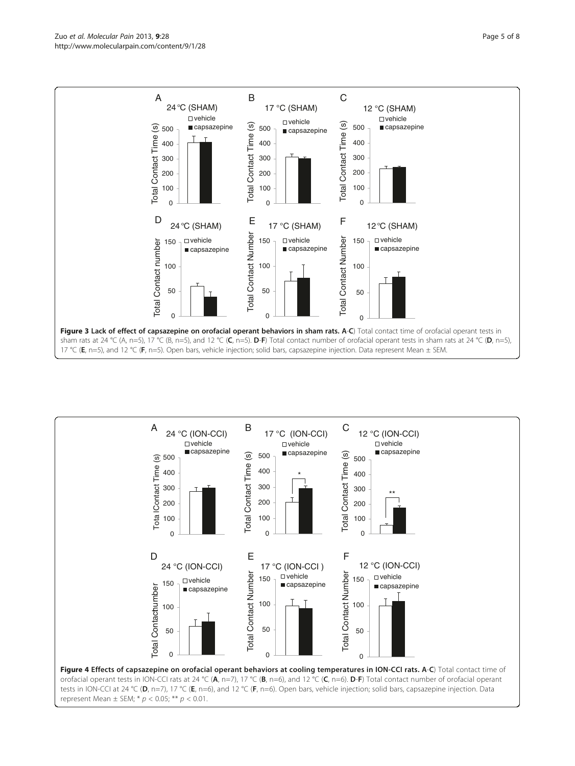A
24 °C (SHAM)
□ vehicle
■ capsazepine
Total Contact Time (s)
500
400
300
200
100
0

B
17 °C (SHAM)
□ vehicle
■ capsazepine
Total Contact Time (s)
500
400
300
200
100
0

C
12 °C (SHAM)
□ vehicle
■ capsazepine
Total Contact Time (s)
500
400
300
200
100
0

D
24 °C (SHAM)
□ vehicle
■ capsazepine
Total Contact number
150
100
50
0

E
17 °C (SHAM)
□ vehicle
■ capsazepine
Total Contact Number
150
100
50
0

F
12 °C (SHAM)
□ vehicle
■ capsazepine
Total Contact Number
150
100
50
0

**Figure 3 Lack of effect of capsazepine on orofacial operant behaviors in sham rats. A-C**) Total contact time of orofacial operant tests in sham rats at 24 °C (A, n=5), 17 °C (B, n=5), and 12 °C (**C**, n=5). **D-F**) Total contact number of orofacial operant tests in sham rats at 24 °C (**D**, n=5), 17 °C (**E**, n=5), and 12 °C (**F**, n=5). Open bars, vehicle injection; solid bars, capsazepine injection. Data represent Mean ± SEM.

A
24 °C (ION-CCI)
□ vehicle
■ capsazepine
Total lContact Time (s)
500
400
300
200
100
0

B
17 °C (ION-CCI)
□ vehicle
■ capsazepine
Total Contact Time (s)
500
400
300
200
100
0
*

C
12 °C (ION-CCI)
□ vehicle
■ capsazepine
Total Contact Time (s)
500
400
300
200
100
0
**

D
24 °C (ION-CCI)
□ vehicle
■ capsazepine
Total Contachumber
150
100
50
0

E
17 °C (ION-CCI )
□ vehicle
■ capsazepine
Total Contact Number
150
100
50
0

F
12 °C (ION-CCI)
□ vehicle
■ capsazepine
Total Contact Number
150
100
50
0

**Figure 4 Effects of capsazepine on orofacial operant behaviors at cooling temperatures in ION-CCI rats. A-C**) Total contact time of orofacial operant tests in ION-CCI rats at 24 °C (**A**, n=7), 17 °C (**B**, n=6), and 12 °C (**C**, n=6). **D-F**) Total contact number of orofacial operant tests in ION-CCI at 24 °C (**D**, n=7), 17 °C (**E**, n=6), and 12 °C (**F**, n=6). Open bars, vehicle injection; solid bars, capsazepine injection. Data represent Mean ± SEM; * $p < 0.05$; ** $p < 0.01$.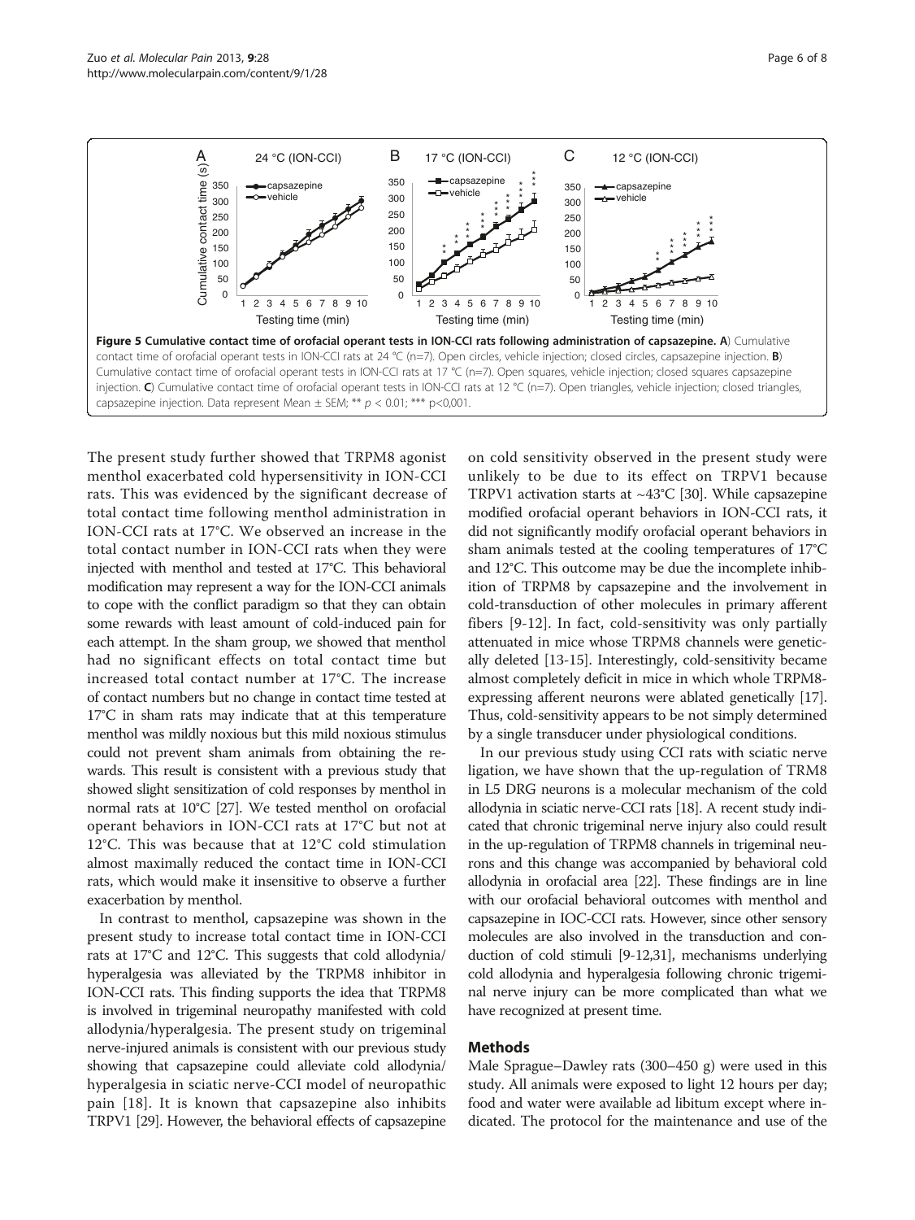A 24 °C (ION-CCI)

Cumulative contact time (s)

350
300
250
200
150
100
50
0

capsazepine
vehicle

1 2 3 4 5 6 7 8 9 10

Testing time (min)

B 17 °C (ION-CCI)

350
300
250
200
150
100
50
0

capsazepine
vehicle

** ** *** *** *** *** ***

1 2 3 4 5 6 7 8 9 10

Testing time (min)

C 12 °C (ION-CCI)

350
300
250
200
150
100
50
0

capsazepine
vehicle

** *** *** *** ***

1 2 3 4 5 6 7 8 9 10

Testing time (min)

**Figure 5 Cumulative contact time of orofacial operant tests in ION-CCI rats following administration of capsazepine. A**) Cumulative contact time of orofacial operant tests in ION-CCI rats at 24 °C (n=7). Open circles, vehicle injection; closed circles, capsazepine injection. **B**) Cumulative contact time of orofacial operant tests in ION-CCI rats at 17 °C (n=7). Open squares, vehicle injection; closed squares capsazepine injection. **C**) Cumulative contact time of orofacial operant tests in ION-CCI rats at 12 °C (n=7). Open triangles, vehicle injection; closed triangles, capsazepine injection. Data represent Mean ± SEM; ** $p < 0.01$; *** $p<0.001$.

The present study further showed that TRPM8 agonist menthol exacerbated cold hypersensitivity in ION-CCI rats. This was evidenced by the significant decrease of total contact time following menthol administration in ION-CCI rats at 17°C. We observed an increase in the total contact number in ION-CCI rats when they were injected with menthol and tested at 17°C. This behavioral modification may represent a way for the ION-CCI animals to cope with the conflict paradigm so that they can obtain some rewards with least amount of cold-induced pain for each attempt. In the sham group, we showed that menthol had no significant effects on total contact time but increased total contact number at 17°C. The increase of contact numbers but no change in contact time tested at 17°C in sham rats may indicate that at this temperature menthol was mildly noxious but this mild noxious stimulus could not prevent sham animals from obtaining the rewards. This result is consistent with a previous study that showed slight sensitization of cold responses by menthol in normal rats at 10°C [27]. We tested menthol on orofacial operant behaviors in ION-CCI rats at 17°C but not at 12°C. This was because that at 12°C cold stimulation almost maximally reduced the contact time in ION-CCI rats, which would make it insensitive to observe a further exacerbation by menthol.

In contrast to menthol, capsazepine was shown in the present study to increase total contact time in ION-CCI rats at 17°C and 12°C. This suggests that cold allodynia/hyperalgesia was alleviated by the TRPM8 inhibitor in ION-CCI rats. This finding supports the idea that TRPM8 is involved in trigeminal neuropathy manifested with cold allodynia/hyperalgesia. The present study on trigeminal nerve-injured animals is consistent with our previous study showing that capsazepine could alleviate cold allodynia/hyperalgesia in sciatic nerve-CCI model of neuropathic pain [18]. It is known that capsazepine also inhibits TRPV1 [29]. However, the behavioral effects of capsazepine on cold sensitivity observed in the present study were unlikely to be due to its effect on TRPV1 because TRPV1 activation starts at ~43°C [30]. While capsazepine modified orofacial operant behaviors in ION-CCI rats, it did not significantly modify orofacial operant behaviors in sham animals tested at the cooling temperatures of 17°C and 12°C. This outcome may be due the incomplete inhibition of TRPM8 by capsazepine and the involvement in cold-transduction of other molecules in primary afferent fibers [9-12]. In fact, cold-sensitivity was only partially attenuated in mice whose TRPM8 channels were genetically deleted [13-15]. Interestingly, cold-sensitivity became almost completely deficit in mice in which whole TRPM8-expressing afferent neurons were ablated genetically [17]. Thus, cold-sensitivity appears to be not simply determined by a single transducer under physiological conditions.

In our previous study using CCI rats with sciatic nerve ligation, we have shown that the up-regulation of TRM8 in L5 DRG neurons is a molecular mechanism of the cold allodynia in sciatic nerve-CCI rats [18]. A recent study indicated that chronic trigeminal nerve injury also could result in the up-regulation of TRPM8 channels in trigeminal neurons and this change was accompanied by behavioral cold allodynia in orofacial area [22]. These findings are in line with our orofacial behavioral outcomes with menthol and capsazepine in IOC-CCI rats. However, since other sensory molecules are also involved in the transduction and conduction of cold stimuli [9-12,31], mechanisms underlying cold allodynia and hyperalgesia following chronic trigeminal nerve injury can be more complicated than what we have recognized at present time.

## Methods

Male Sprague–Dawley rats (300–450 g) were used in this study. All animals were exposed to light 12 hours per day; food and water were available ad libitum except where indicated. The protocol for the maintenance and use of the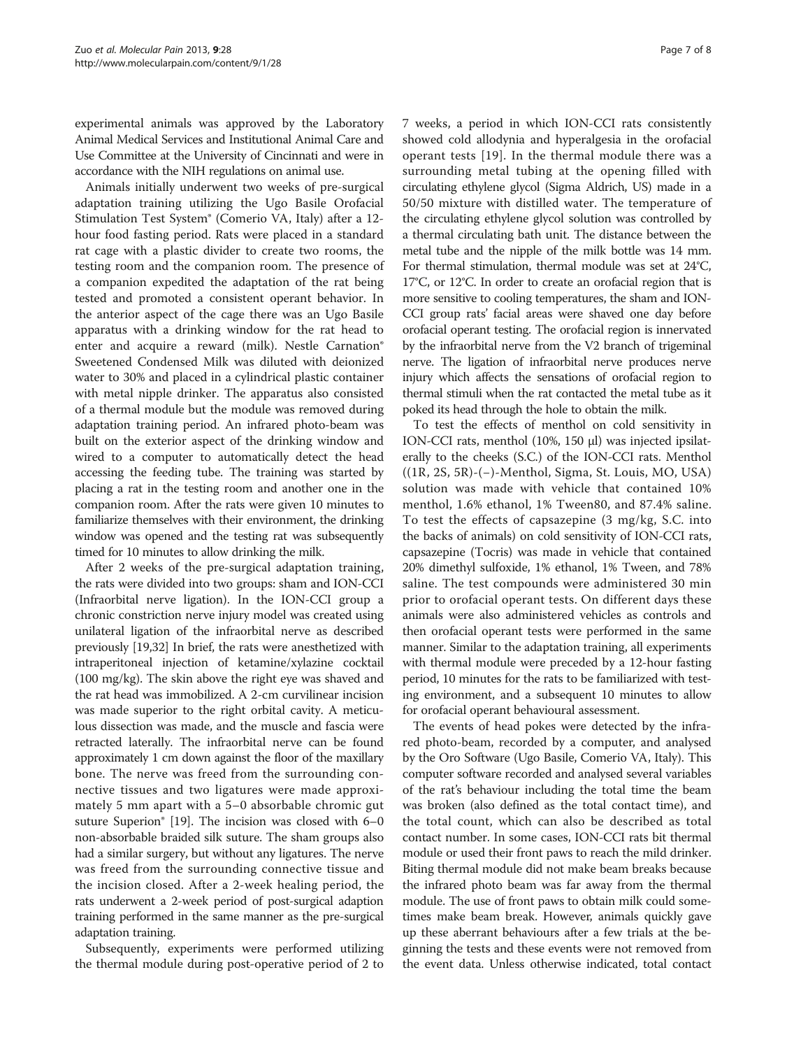experimental animals was approved by the Laboratory Animal Medical Services and Institutional Animal Care and Use Committee at the University of Cincinnati and were in accordance with the NIH regulations on animal use.

Animals initially underwent two weeks of pre-surgical adaptation training utilizing the Ugo Basile Orofacial Stimulation Test System® (Comerio VA, Italy) after a 12-hour food fasting period. Rats were placed in a standard rat cage with a plastic divider to create two rooms, the testing room and the companion room. The presence of a companion expedited the adaptation of the rat being tested and promoted a consistent operant behavior. In the anterior aspect of the cage there was an Ugo Basile apparatus with a drinking window for the rat head to enter and acquire a reward (milk). Nestle Carnation® Sweetened Condensed Milk was diluted with deionized water to 30% and placed in a cylindrical plastic container with metal nipple drinker. The apparatus also consisted of a thermal module but the module was removed during adaptation training period. An infrared photo-beam was built on the exterior aspect of the drinking window and wired to a computer to automatically detect the head accessing the feeding tube. The training was started by placing a rat in the testing room and another one in the companion room. After the rats were given 10 minutes to familiarize themselves with their environment, the drinking window was opened and the testing rat was subsequently timed for 10 minutes to allow drinking the milk.

After 2 weeks of the pre-surgical adaptation training, the rats were divided into two groups: sham and ION-CCI (Infraorbital nerve ligation). In the ION-CCI group a chronic constriction nerve injury model was created using unilateral ligation of the infraorbital nerve as described previously [19,32] In brief, the rats were anesthetized with intraperitoneal injection of ketamine/xylazine cocktail (100 mg/kg). The skin above the right eye was shaved and the rat head was immobilized. A 2-cm curvilinear incision was made superior to the right orbital cavity. A meticulous dissection was made, and the muscle and fascia were retracted laterally. The infraorbital nerve can be found approximately 1 cm down against the floor of the maxillary bone. The nerve was freed from the surrounding connective tissues and two ligatures were made approximately 5 mm apart with a 5–0 absorbable chromic gut suture Superion® [19]. The incision was closed with 6–0 non-absorbable braided silk suture. The sham groups also had a similar surgery, but without any ligatures. The nerve was freed from the surrounding connective tissue and the incision closed. After a 2-week healing period, the rats underwent a 2-week period of post-surgical adaption training performed in the same manner as the pre-surgical adaptation training.

Subsequently, experiments were performed utilizing the thermal module during post-operative period of 2 to 7 weeks, a period in which ION-CCI rats consistently showed cold allodynia and hyperalgesia in the orofacial operant tests [19]. In the thermal module there was a surrounding metal tubing at the opening filled with circulating ethylene glycol (Sigma Aldrich, US) made in a 50/50 mixture with distilled water. The temperature of the circulating ethylene glycol solution was controlled by a thermal circulating bath unit. The distance between the metal tube and the nipple of the milk bottle was 14 mm. For thermal stimulation, thermal module was set at 24°C, 17°C, or 12°C. In order to create an orofacial region that is more sensitive to cooling temperatures, the sham and ION-CCI group rats' facial areas were shaved one day before orofacial operant testing. The orofacial region is innervated by the infraorbital nerve from the V2 branch of trigeminal nerve. The ligation of infraorbital nerve produces nerve injury which affects the sensations of orofacial region to thermal stimuli when the rat contacted the metal tube as it poked its head through the hole to obtain the milk.

To test the effects of menthol on cold sensitivity in ION-CCI rats, menthol (10%, 150 μl) was injected ipsilaterally to the cheeks (S.C.) of the ION-CCI rats. Menthol ((1R, 2S, 5R)-(−)-Menthol, Sigma, St. Louis, MO, USA) solution was made with vehicle that contained 10% menthol, 1.6% ethanol, 1% Tween80, and 87.4% saline. To test the effects of capsazepine (3 mg/kg, S.C. into the backs of animals) on cold sensitivity of ION-CCI rats, capsazepine (Tocris) was made in vehicle that contained 20% dimethyl sulfoxide, 1% ethanol, 1% Tween, and 78% saline. The test compounds were administered 30 min prior to orofacial operant tests. On different days these animals were also administered vehicles as controls and then orofacial operant tests were performed in the same manner. Similar to the adaptation training, all experiments with thermal module were preceded by a 12-hour fasting period, 10 minutes for the rats to be familiarized with testing environment, and a subsequent 10 minutes to allow for orofacial operant behavioural assessment.

The events of head pokes were detected by the infrared photo-beam, recorded by a computer, and analysed by the Oro Software (Ugo Basile, Comerio VA, Italy). This computer software recorded and analysed several variables of the rat's behaviour including the total time the beam was broken (also defined as the total contact time), and the total count, which can also be described as total contact number. In some cases, ION-CCI rats bit thermal module or used their front paws to reach the mild drinker. Biting thermal module did not make beam breaks because the infrared photo beam was far away from the thermal module. The use of front paws to obtain milk could sometimes make beam break. However, animals quickly gave up these aberrant behaviours after a few trials at the beginning the tests and these events were not removed from the event data. Unless otherwise indicated, total contact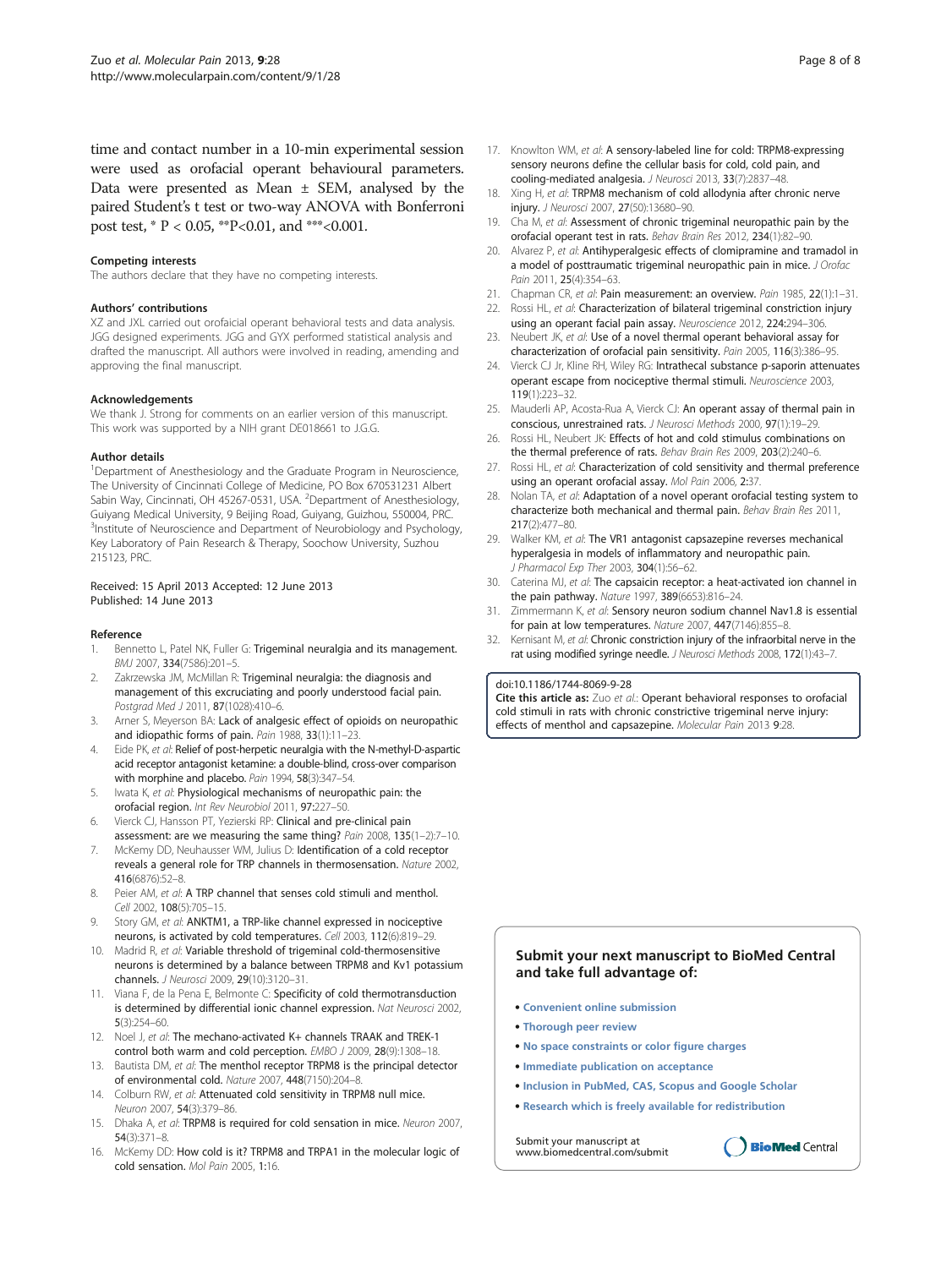time and contact number in a 10-min experimental session were used as orofacial operant behavioural parameters. Data were presented as Mean ± SEM, analysed by the paired Student's t test or two-way ANOVA with Bonferroni post test, * P < 0.05, **P<0.01, and ***<0.001.

### Competing interests

The authors declare that they have no competing interests.

### Authors' contributions

XZ and JXL carried out orofaicial operant behavioral tests and data analysis. JGG designed experiments. JGG and GYX performed statistical analysis and drafted the manuscript. All authors were involved in reading, amending and approving the final manuscript.

### Acknowledgements

We thank J. Strong for comments on an earlier version of this manuscript. This work was supported by a NIH grant DE018661 to J.G.G.

### Author details

[1]Department of Anesthesiology and the Graduate Program in Neuroscience, The University of Cincinnati College of Medicine, PO Box 670531231 Albert Sabin Way, Cincinnati, OH 45267-0531, USA. [2]Department of Anesthesiology, Guiyang Medical University, 9 Beijing Road, Guiyang, Guizhou, 550004, PRC. [3]Institute of Neuroscience and Department of Neurobiology and Psychology, Key Laboratory of Pain Research & Therapy, Soochow University, Suzhou 215123, PRC.

Received: 15 April 2013 Accepted: 12 June 2013
Published: 14 June 2013

### Reference

1. Bennetto L, Patel NK, Fuller G: **Trigeminal neuralgia and its management.** *BMJ* 2007, **334**(7586):201–5.
2. Zakrzewska JM, McMillan R: **Trigeminal neuralgia: the diagnosis and management of this excruciating and poorly understood facial pain.** *Postgrad Med J* 2011, **87**(1028):410–6.
3. Arner S, Meyerson BA: **Lack of analgesic effect of opioids on neuropathic and idiopathic forms of pain.** *Pain* 1988, **33**(1):11–23.
4. Eide PK, *et al*: **Relief of post-herpetic neuralgia with the N-methyl-D-aspartic acid receptor antagonist ketamine: a double-blind, cross-over comparison with morphine and placebo.** *Pain* 1994, **58**(3):347–54.
5. Iwata K, *et al*: **Physiological mechanisms of neuropathic pain: the orofacial region.** *Int Rev Neurobiol* 2011, **97**:227–50.
6. Vierck CJ, Hansson PT, Yezierski RP: **Clinical and pre-clinical pain assessment: are we measuring the same thing?** *Pain* 2008, **135**(1–2):7–10.
7. McKemy DD, Neuhausser WM, Julius D: **Identification of a cold receptor reveals a general role for TRP channels in thermosensation.** *Nature* 2002, **416**(6876):52–8.
8. Peier AM, *et al*: **A TRP channel that senses cold stimuli and menthol.** *Cell* 2002, **108**(5):705–15.
9. Story GM, *et al*: **ANKTM1, a TRP-like channel expressed in nociceptive neurons, is activated by cold temperatures.** *Cell* 2003, **112**(6):819–29.
10. Madrid R, *et al*: **Variable threshold of trigeminal cold-thermosensitive neurons is determined by a balance between TRPM8 and Kv1 potassium channels.** *J Neurosci* 2009, **29**(10):3120–31.
11. Viana F, de la Pena E, Belmonte C: **Specificity of cold thermotransduction is determined by differential ionic channel expression.** *Nat Neurosci* 2002, **5**(3):254–60.
12. Noel J, *et al*: **The mechano-activated K+ channels TRAAK and TREK-1 control both warm and cold perception.** *EMBO J* 2009, **28**(9):1308–18.
13. Bautista DM, *et al*: **The menthol receptor TRPM8 is the principal detector of environmental cold.** *Nature* 2007, **448**(7150):204–8.
14. Colburn RW, *et al*: **Attenuated cold sensitivity in TRPM8 null mice.** *Neuron* 2007, **54**(3):379–86.
15. Dhaka A, *et al*: **TRPM8 is required for cold sensation in mice.** *Neuron* 2007, **54**(3):371–8.
16. McKemy DD: **How cold is it? TRPM8 and TRPA1 in the molecular logic of cold sensation.** *Mol Pain* 2005, **1**:16.
17. Knowlton WM, *et al*: **A sensory-labeled line for cold: TRPM8-expressing sensory neurons define the cellular basis for cold, cold pain, and cooling-mediated analgesia.** *J Neurosci* 2013, **33**(7):2837–48.
18. Xing H, *et al*: **TRPM8 mechanism of cold allodynia after chronic nerve injury.** *J Neurosci* 2007, **27**(50):13680–90.
19. Cha M, *et al*: **Assessment of chronic trigeminal neuropathic pain by the orofacial operant test in rats.** *Behav Brain Res* 2012, **234**(1):82–90.
20. Alvarez P, *et al*: **Antihyperalgesic effects of clomipramine and tramadol in a model of posttraumatic trigeminal neuropathic pain in mice.** *J Orofac Pain* 2011, **25**(4):354–63.
21. Chapman CR, *et al*: **Pain measurement: an overview.** *Pain* 1985, **22**(1):1–31.
22. Rossi HL, *et al*: **Characterization of bilateral trigeminal constriction injury using an operant facial pain assay.** *Neuroscience* 2012, **224**:294–306.
23. Neubert JK, *et al*: **Use of a novel thermal operant behavioral assay for characterization of orofacial pain sensitivity.** *Pain* 2005, **116**(3):386–95.
24. Vierck CJ Jr, Kline RH, Wiley RG: **Intrathecal substance p-saporin attenuates operant escape from nociceptive thermal stimuli.** *Neuroscience* 2003, **119**(1):223–32.
25. Mauderli AP, Acosta-Rua A, Vierck CJ: **An operant assay of thermal pain in conscious, unrestrained rats.** *J Neurosci Methods* 2000, **97**(1):19–29.
26. Rossi HL, Neubert JK: **Effects of hot and cold stimulus combinations on the thermal preference of rats.** *Behav Brain Res* 2009, **203**(2):240–6.
27. Rossi HL, *et al*: **Characterization of cold sensitivity and thermal preference using an operant orofacial assay.** *Mol Pain* 2006, **2**:37.
28. Nolan TA, *et al*: **Adaptation of a novel operant orofacial testing system to characterize both mechanical and thermal pain.** *Behav Brain Res* 2011, **217**(2):477–80.
29. Walker KM, *et al*: **The VR1 antagonist capsazepine reverses mechanical hyperalgesia in models of inflammatory and neuropathic pain.** *J Pharmacol Exp Ther* 2003, **304**(1):56–62.
30. Caterina MJ, *et al*: **The capsaicin receptor: a heat-activated ion channel in the pain pathway.** *Nature* 1997, **389**(6653):816–24.
31. Zimmermann K, *et al*: **Sensory neuron sodium channel Nav1.8 is essential for pain at low temperatures.** *Nature* 2007, **447**(7146):855–8.
32. Kernisant M, *et al*: **Chronic constriction injury of the infraorbital nerve in the rat using modified syringe needle.** *J Neurosci Methods* 2008, **172**(1):43–7.

doi:10.1186/1744-8069-9-28
**Cite this article as:** Zuo *et al.*: Operant behavioral responses to orofacial cold stimuli in rats with chronic constrictive trigeminal nerve injury: effects of menthol and capsazepine. *Molecular Pain* 2013 **9**:28.

**Submit your next manuscript to BioMed Central and take full advantage of:**

- Convenient online submission
- Thorough peer review
- No space constraints or color figure charges
- Immediate publication on acceptance
- Inclusion in PubMed, CAS, Scopus and Google Scholar
- Research which is freely available for redistribution

Submit your manuscript at www.biomedcentral.com/submit

BioMed Central